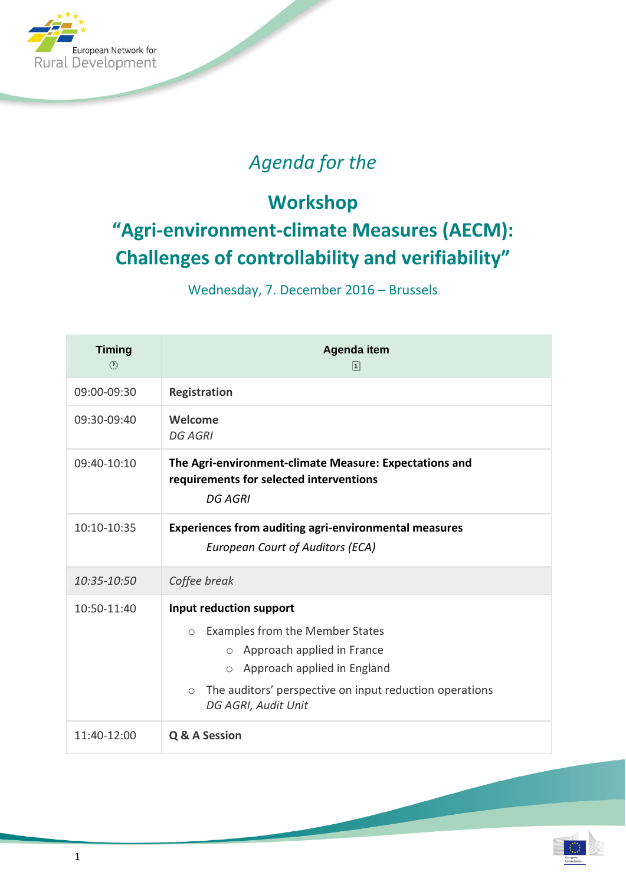European Network for Rural Development

*Agenda for the*

# Workshop “Agri-environment-climate Measures (AECM): Challenges of controllability and verifiability”

Wednesday, 7. December 2016 – Brussels

| Timing | Agenda item |
| --- | --- |
| 09:00-09:30 | **Registration** |
| 09:30-09:40 | **Welcome**<br>*DG AGRI* |
| 09:40-10:10 | **The Agri-environment-climate Measure: Expectations and requirements for selected interventions**<br>*DG AGRI* |
| 10:10-10:35 | **Experiences from auditing agri-environmental measures**<br>*European Court of Auditors (ECA)* |
| *10:35-10:50* | *Coffee break* |
| 10:50-11:40 | **Input reduction support**<br>○ Examples from the Member States<br>&nbsp;&nbsp;&nbsp;&nbsp;○ Approach applied in France<br>&nbsp;&nbsp;&nbsp;&nbsp;○ Approach applied in England<br>○ The auditors’ perspective on input reduction operations<br>*DG AGRI, Audit Unit* |
| 11:40-12:00 | **Q & A Session** |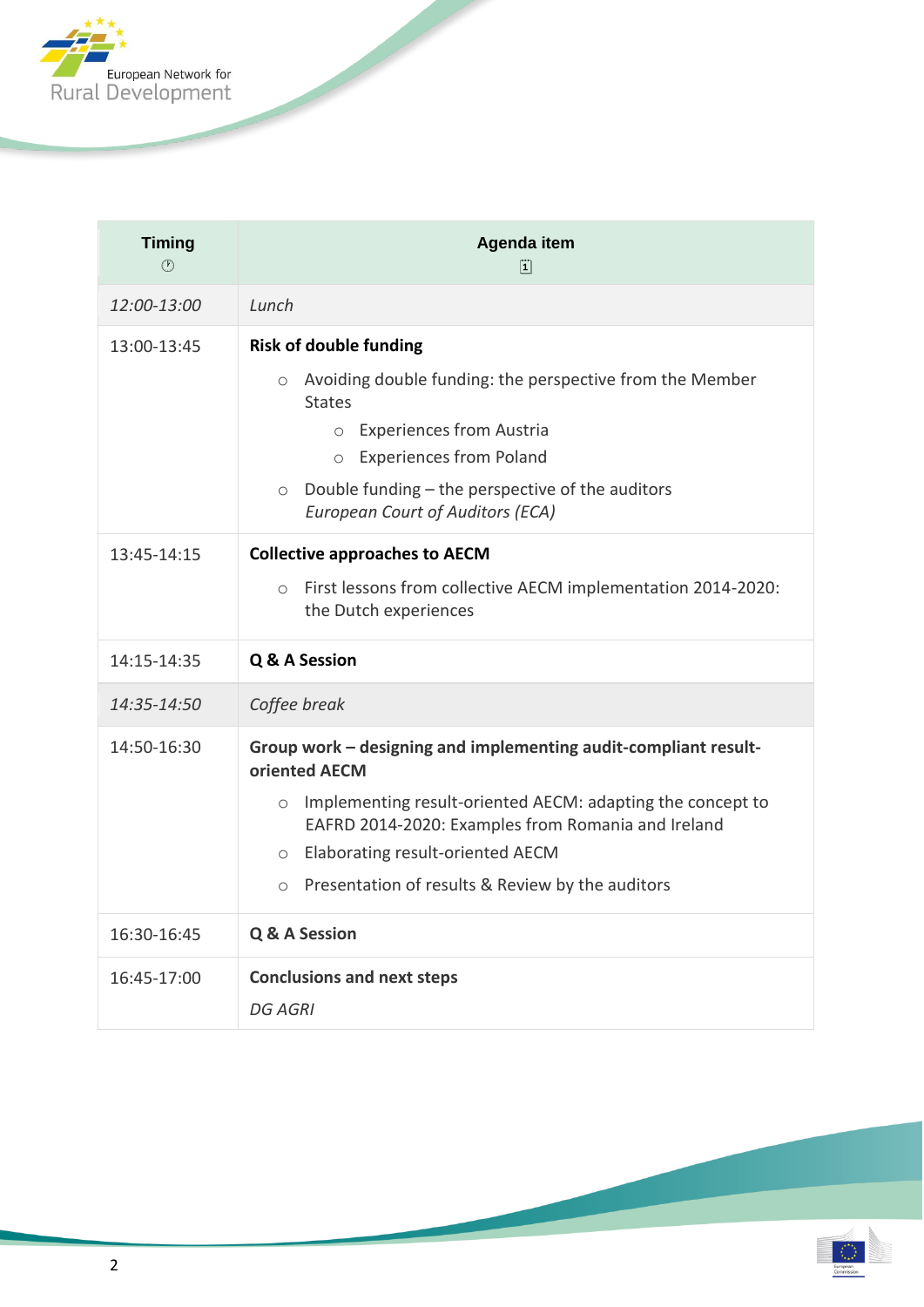| Timing | Agenda item |
|---|---|
| *12:00-13:00* | *Lunch* |
| 13:00-13:45 | **Risk of double funding**<br>◦ Avoiding double funding: the perspective from the Member States<br>&nbsp;&nbsp;&nbsp;&nbsp;◦ Experiences from Austria<br>&nbsp;&nbsp;&nbsp;&nbsp;◦ Experiences from Poland<br>◦ Double funding – the perspective of the auditors *European Court of Auditors (ECA)* |
| 13:45-14:15 | **Collective approaches to AECM**<br>◦ First lessons from collective AECM implementation 2014-2020: the Dutch experiences |
| 14:15-14:35 | **Q & A Session** |
| *14:35-14:50* | *Coffee break* |
| 14:50-16:30 | **Group work – designing and implementing audit-compliant result-oriented AECM**<br>◦ Implementing result-oriented AECM: adapting the concept to EAFRD 2014-2020: Examples from Romania and Ireland<br>◦ Elaborating result-oriented AECM<br>◦ Presentation of results & Review by the auditors |
| 16:30-16:45 | **Q & A Session** |
| 16:45-17:00 | **Conclusions and next steps**<br>*DG AGRI* |